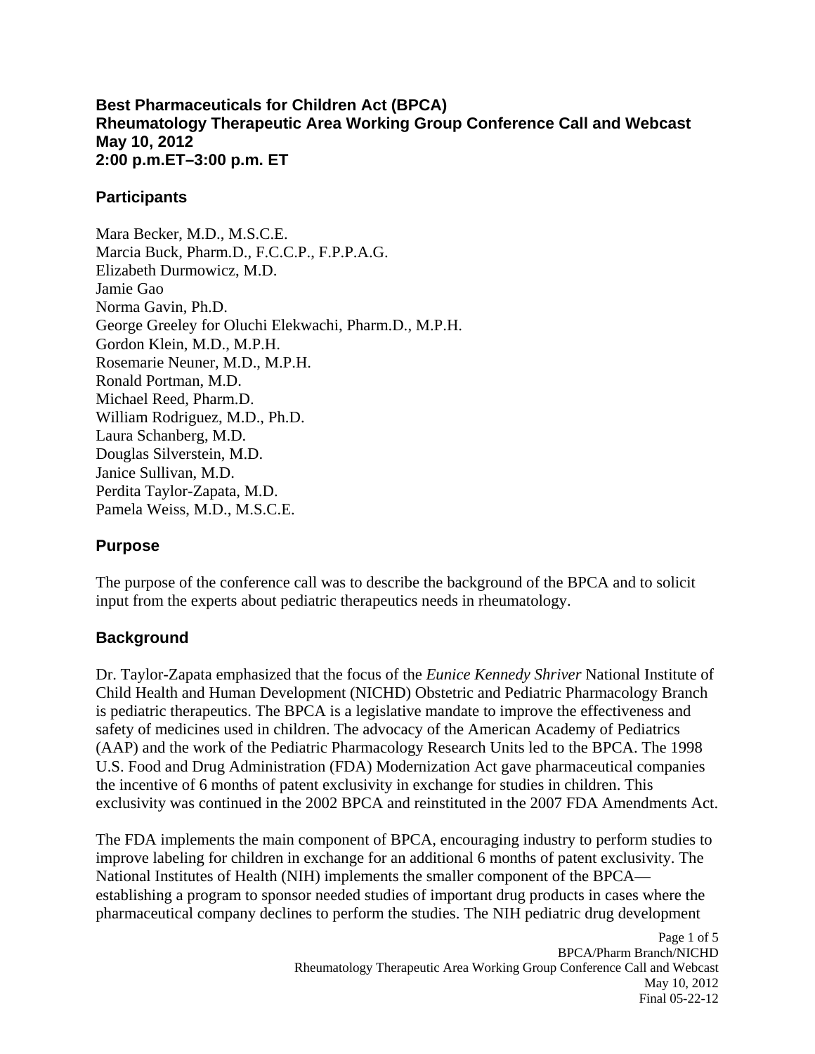**Best Pharmaceuticals for Children Act (BPCA)**
**Rheumatology Therapeutic Area Working Group Conference Call and Webcast**
**May 10, 2012**
**2:00 p.m.ET–3:00 p.m. ET**

## Participants

Mara Becker, M.D., M.S.C.E.
Marcia Buck, Pharm.D., F.C.C.P., F.P.P.A.G.
Elizabeth Durmowicz, M.D.
Jamie Gao
Norma Gavin, Ph.D.
George Greeley for Oluchi Elekwachi, Pharm.D., M.P.H.
Gordon Klein, M.D., M.P.H.
Rosemarie Neuner, M.D., M.P.H.
Ronald Portman, M.D.
Michael Reed, Pharm.D.
William Rodriguez, M.D., Ph.D.
Laura Schanberg, M.D.
Douglas Silverstein, M.D.
Janice Sullivan, M.D.
Perdita Taylor-Zapata, M.D.
Pamela Weiss, M.D., M.S.C.E.

## Purpose

The purpose of the conference call was to describe the background of the BPCA and to solicit input from the experts about pediatric therapeutics needs in rheumatology.

## Background

Dr. Taylor-Zapata emphasized that the focus of the *Eunice Kennedy Shriver* National Institute of Child Health and Human Development (NICHD) Obstetric and Pediatric Pharmacology Branch is pediatric therapeutics. The BPCA is a legislative mandate to improve the effectiveness and safety of medicines used in children. The advocacy of the American Academy of Pediatrics (AAP) and the work of the Pediatric Pharmacology Research Units led to the BPCA. The 1998 U.S. Food and Drug Administration (FDA) Modernization Act gave pharmaceutical companies the incentive of 6 months of patent exclusivity in exchange for studies in children. This exclusivity was continued in the 2002 BPCA and reinstituted in the 2007 FDA Amendments Act.

The FDA implements the main component of BPCA, encouraging industry to perform studies to improve labeling for children in exchange for an additional 6 months of patent exclusivity. The National Institutes of Health (NIH) implements the smaller component of the BPCA—establishing a program to sponsor needed studies of important drug products in cases where the pharmaceutical company declines to perform the studies. The NIH pediatric drug development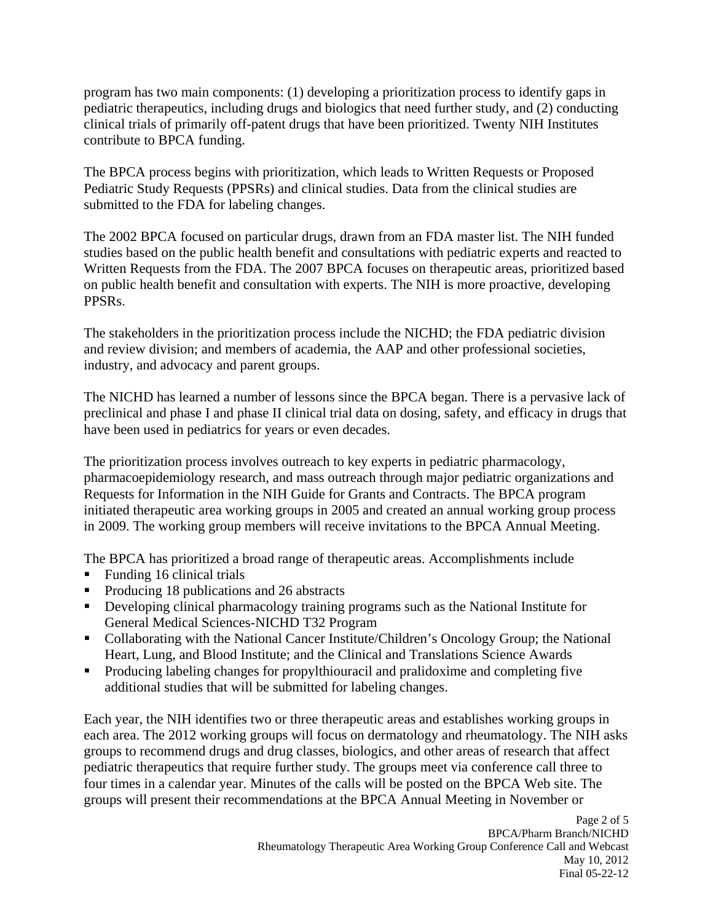program has two main components: (1) developing a prioritization process to identify gaps in pediatric therapeutics, including drugs and biologics that need further study, and (2) conducting clinical trials of primarily off-patent drugs that have been prioritized. Twenty NIH Institutes contribute to BPCA funding.

The BPCA process begins with prioritization, which leads to Written Requests or Proposed Pediatric Study Requests (PPSRs) and clinical studies. Data from the clinical studies are submitted to the FDA for labeling changes.

The 2002 BPCA focused on particular drugs, drawn from an FDA master list. The NIH funded studies based on the public health benefit and consultations with pediatric experts and reacted to Written Requests from the FDA. The 2007 BPCA focuses on therapeutic areas, prioritized based on public health benefit and consultation with experts. The NIH is more proactive, developing PPSRs.

The stakeholders in the prioritization process include the NICHD; the FDA pediatric division and review division; and members of academia, the AAP and other professional societies, industry, and advocacy and parent groups.

The NICHD has learned a number of lessons since the BPCA began. There is a pervasive lack of preclinical and phase I and phase II clinical trial data on dosing, safety, and efficacy in drugs that have been used in pediatrics for years or even decades.

The prioritization process involves outreach to key experts in pediatric pharmacology, pharmacoepidemiology research, and mass outreach through major pediatric organizations and Requests for Information in the NIH Guide for Grants and Contracts. The BPCA program initiated therapeutic area working groups in 2005 and created an annual working group process in 2009. The working group members will receive invitations to the BPCA Annual Meeting.

The BPCA has prioritized a broad range of therapeutic areas. Accomplishments include

- Funding 16 clinical trials
- Producing 18 publications and 26 abstracts
- Developing clinical pharmacology training programs such as the National Institute for General Medical Sciences-NICHD T32 Program
- Collaborating with the National Cancer Institute/Children's Oncology Group; the National Heart, Lung, and Blood Institute; and the Clinical and Translations Science Awards
- Producing labeling changes for propylthiouracil and pralidoxime and completing five additional studies that will be submitted for labeling changes.

Each year, the NIH identifies two or three therapeutic areas and establishes working groups in each area. The 2012 working groups will focus on dermatology and rheumatology. The NIH asks groups to recommend drugs and drug classes, biologics, and other areas of research that affect pediatric therapeutics that require further study. The groups meet via conference call three to four times in a calendar year. Minutes of the calls will be posted on the BPCA Web site. The groups will present their recommendations at the BPCA Annual Meeting in November or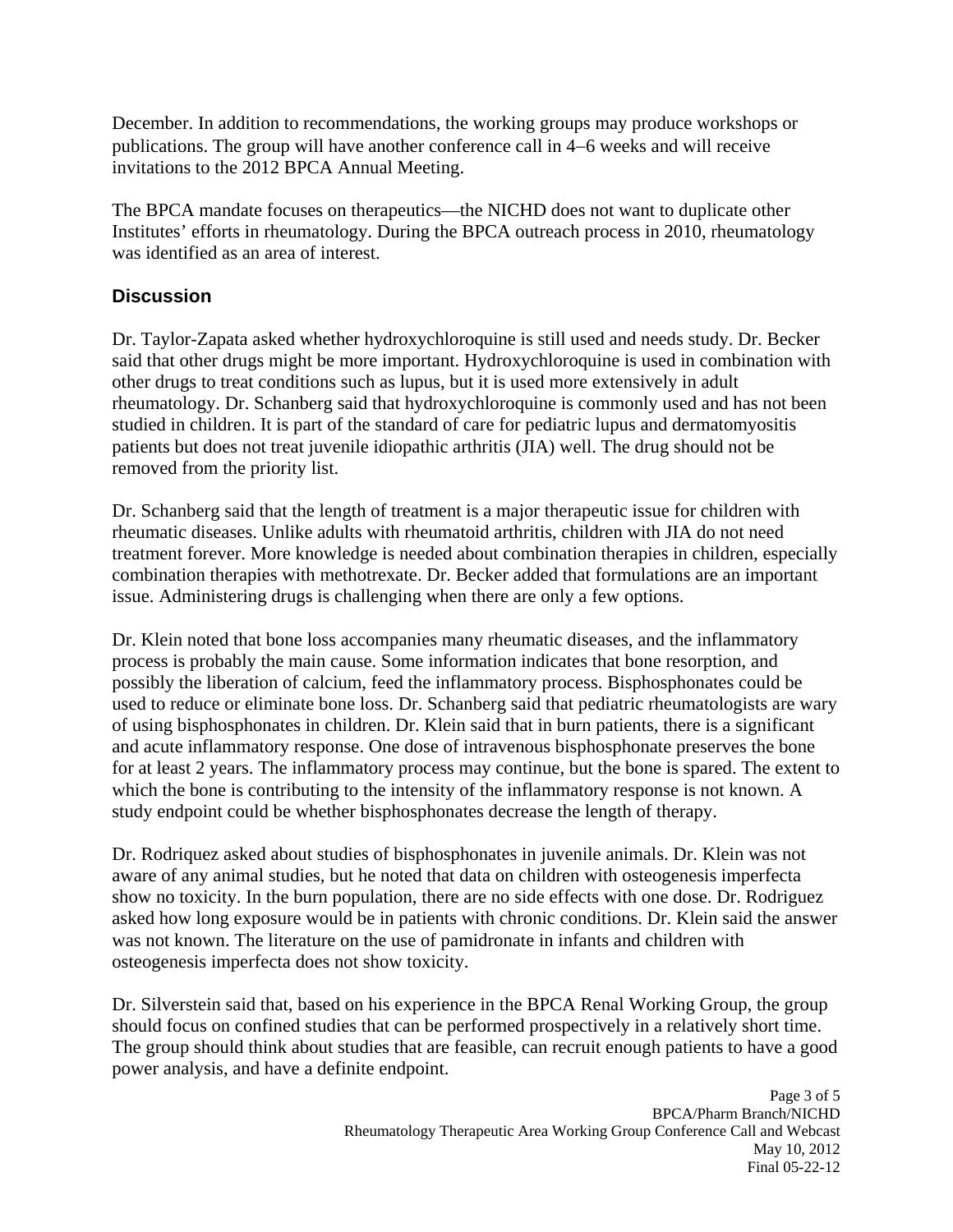December. In addition to recommendations, the working groups may produce workshops or publications. The group will have another conference call in 4–6 weeks and will receive invitations to the 2012 BPCA Annual Meeting.

The BPCA mandate focuses on therapeutics—the NICHD does not want to duplicate other Institutes' efforts in rheumatology. During the BPCA outreach process in 2010, rheumatology was identified as an area of interest.

## Discussion

Dr. Taylor-Zapata asked whether hydroxychloroquine is still used and needs study. Dr. Becker said that other drugs might be more important. Hydroxychloroquine is used in combination with other drugs to treat conditions such as lupus, but it is used more extensively in adult rheumatology. Dr. Schanberg said that hydroxychloroquine is commonly used and has not been studied in children. It is part of the standard of care for pediatric lupus and dermatomyositis patients but does not treat juvenile idiopathic arthritis (JIA) well. The drug should not be removed from the priority list.

Dr. Schanberg said that the length of treatment is a major therapeutic issue for children with rheumatic diseases. Unlike adults with rheumatoid arthritis, children with JIA do not need treatment forever. More knowledge is needed about combination therapies in children, especially combination therapies with methotrexate. Dr. Becker added that formulations are an important issue. Administering drugs is challenging when there are only a few options.

Dr. Klein noted that bone loss accompanies many rheumatic diseases, and the inflammatory process is probably the main cause. Some information indicates that bone resorption, and possibly the liberation of calcium, feed the inflammatory process. Bisphosphonates could be used to reduce or eliminate bone loss. Dr. Schanberg said that pediatric rheumatologists are wary of using bisphosphonates in children. Dr. Klein said that in burn patients, there is a significant and acute inflammatory response. One dose of intravenous bisphosphonate preserves the bone for at least 2 years. The inflammatory process may continue, but the bone is spared. The extent to which the bone is contributing to the intensity of the inflammatory response is not known. A study endpoint could be whether bisphosphonates decrease the length of therapy.

Dr. Rodriquez asked about studies of bisphosphonates in juvenile animals. Dr. Klein was not aware of any animal studies, but he noted that data on children with osteogenesis imperfecta show no toxicity. In the burn population, there are no side effects with one dose. Dr. Rodriguez asked how long exposure would be in patients with chronic conditions. Dr. Klein said the answer was not known. The literature on the use of pamidronate in infants and children with osteogenesis imperfecta does not show toxicity.

Dr. Silverstein said that, based on his experience in the BPCA Renal Working Group, the group should focus on confined studies that can be performed prospectively in a relatively short time. The group should think about studies that are feasible, can recruit enough patients to have a good power analysis, and have a definite endpoint.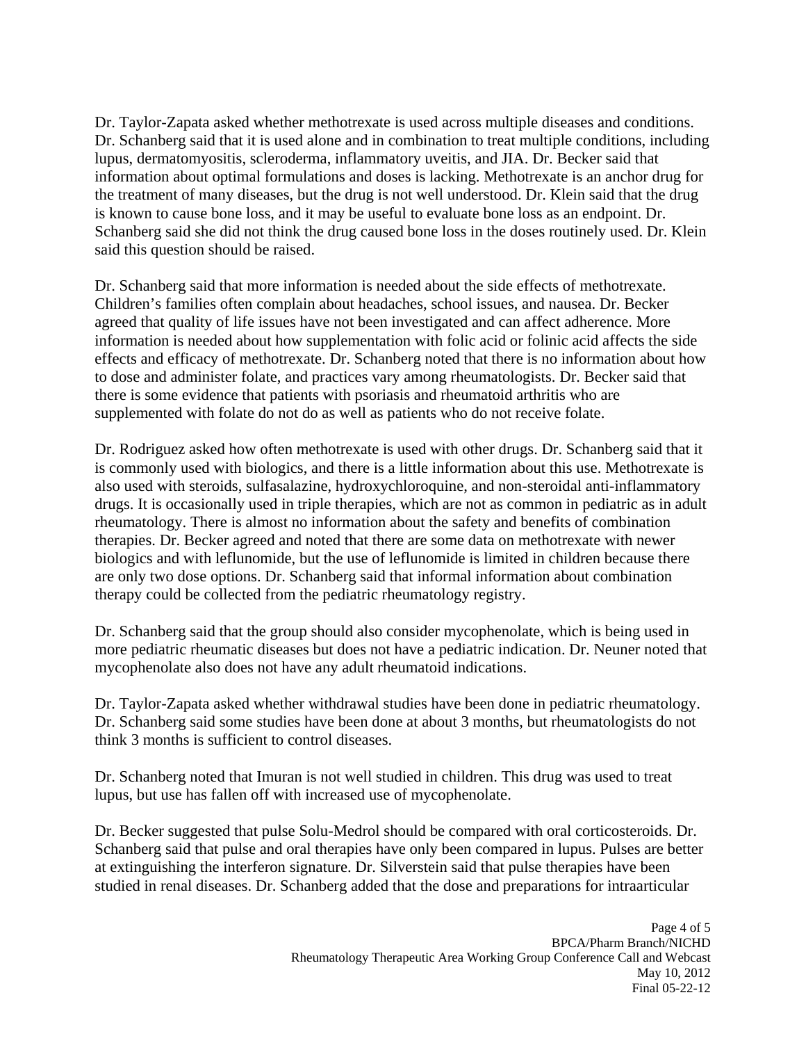Dr. Taylor-Zapata asked whether methotrexate is used across multiple diseases and conditions. Dr. Schanberg said that it is used alone and in combination to treat multiple conditions, including lupus, dermatomyositis, scleroderma, inflammatory uveitis, and JIA. Dr. Becker said that information about optimal formulations and doses is lacking. Methotrexate is an anchor drug for the treatment of many diseases, but the drug is not well understood. Dr. Klein said that the drug is known to cause bone loss, and it may be useful to evaluate bone loss as an endpoint. Dr. Schanberg said she did not think the drug caused bone loss in the doses routinely used. Dr. Klein said this question should be raised.

Dr. Schanberg said that more information is needed about the side effects of methotrexate. Children's families often complain about headaches, school issues, and nausea. Dr. Becker agreed that quality of life issues have not been investigated and can affect adherence. More information is needed about how supplementation with folic acid or folinic acid affects the side effects and efficacy of methotrexate. Dr. Schanberg noted that there is no information about how to dose and administer folate, and practices vary among rheumatologists. Dr. Becker said that there is some evidence that patients with psoriasis and rheumatoid arthritis who are supplemented with folate do not do as well as patients who do not receive folate.

Dr. Rodriguez asked how often methotrexate is used with other drugs. Dr. Schanberg said that it is commonly used with biologics, and there is a little information about this use. Methotrexate is also used with steroids, sulfasalazine, hydroxychloroquine, and non-steroidal anti-inflammatory drugs. It is occasionally used in triple therapies, which are not as common in pediatric as in adult rheumatology. There is almost no information about the safety and benefits of combination therapies. Dr. Becker agreed and noted that there are some data on methotrexate with newer biologics and with leflunomide, but the use of leflunomide is limited in children because there are only two dose options. Dr. Schanberg said that informal information about combination therapy could be collected from the pediatric rheumatology registry.

Dr. Schanberg said that the group should also consider mycophenolate, which is being used in more pediatric rheumatic diseases but does not have a pediatric indication. Dr. Neuner noted that mycophenolate also does not have any adult rheumatoid indications.

Dr. Taylor-Zapata asked whether withdrawal studies have been done in pediatric rheumatology. Dr. Schanberg said some studies have been done at about 3 months, but rheumatologists do not think 3 months is sufficient to control diseases.

Dr. Schanberg noted that Imuran is not well studied in children. This drug was used to treat lupus, but use has fallen off with increased use of mycophenolate.

Dr. Becker suggested that pulse Solu-Medrol should be compared with oral corticosteroids. Dr. Schanberg said that pulse and oral therapies have only been compared in lupus. Pulses are better at extinguishing the interferon signature. Dr. Silverstein said that pulse therapies have been studied in renal diseases. Dr. Schanberg added that the dose and preparations for intraarticular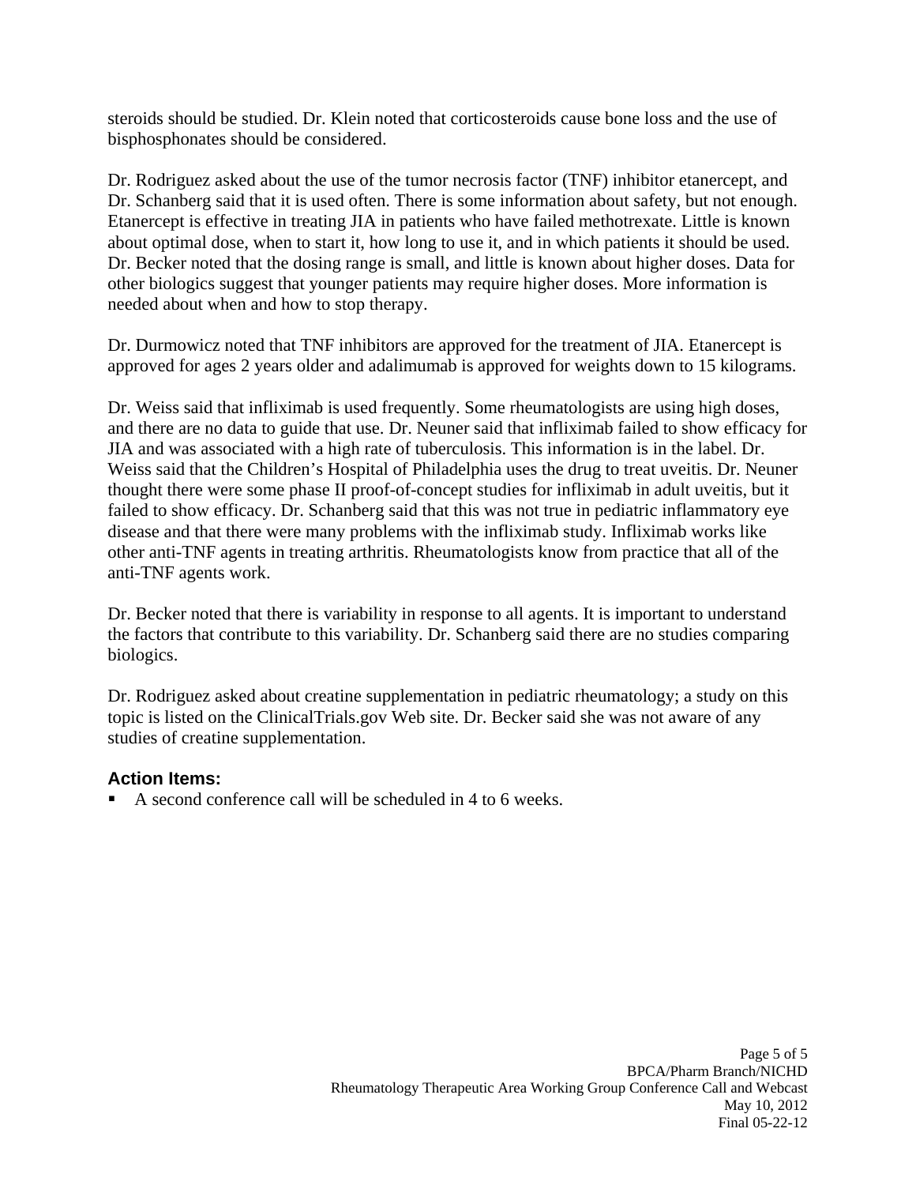steroids should be studied. Dr. Klein noted that corticosteroids cause bone loss and the use of bisphosphonates should be considered.

Dr. Rodriguez asked about the use of the tumor necrosis factor (TNF) inhibitor etanercept, and Dr. Schanberg said that it is used often. There is some information about safety, but not enough. Etanercept is effective in treating JIA in patients who have failed methotrexate. Little is known about optimal dose, when to start it, how long to use it, and in which patients it should be used. Dr. Becker noted that the dosing range is small, and little is known about higher doses. Data for other biologics suggest that younger patients may require higher doses. More information is needed about when and how to stop therapy.

Dr. Durmowicz noted that TNF inhibitors are approved for the treatment of JIA. Etanercept is approved for ages 2 years older and adalimumab is approved for weights down to 15 kilograms.

Dr. Weiss said that infliximab is used frequently. Some rheumatologists are using high doses, and there are no data to guide that use. Dr. Neuner said that infliximab failed to show efficacy for JIA and was associated with a high rate of tuberculosis. This information is in the label. Dr. Weiss said that the Children's Hospital of Philadelphia uses the drug to treat uveitis. Dr. Neuner thought there were some phase II proof-of-concept studies for infliximab in adult uveitis, but it failed to show efficacy. Dr. Schanberg said that this was not true in pediatric inflammatory eye disease and that there were many problems with the infliximab study. Infliximab works like other anti-TNF agents in treating arthritis. Rheumatologists know from practice that all of the anti-TNF agents work.

Dr. Becker noted that there is variability in response to all agents. It is important to understand the factors that contribute to this variability. Dr. Schanberg said there are no studies comparing biologics.

Dr. Rodriguez asked about creatine supplementation in pediatric rheumatology; a study on this topic is listed on the ClinicalTrials.gov Web site. Dr. Becker said she was not aware of any studies of creatine supplementation.

### Action Items:

- A second conference call will be scheduled in 4 to 6 weeks.